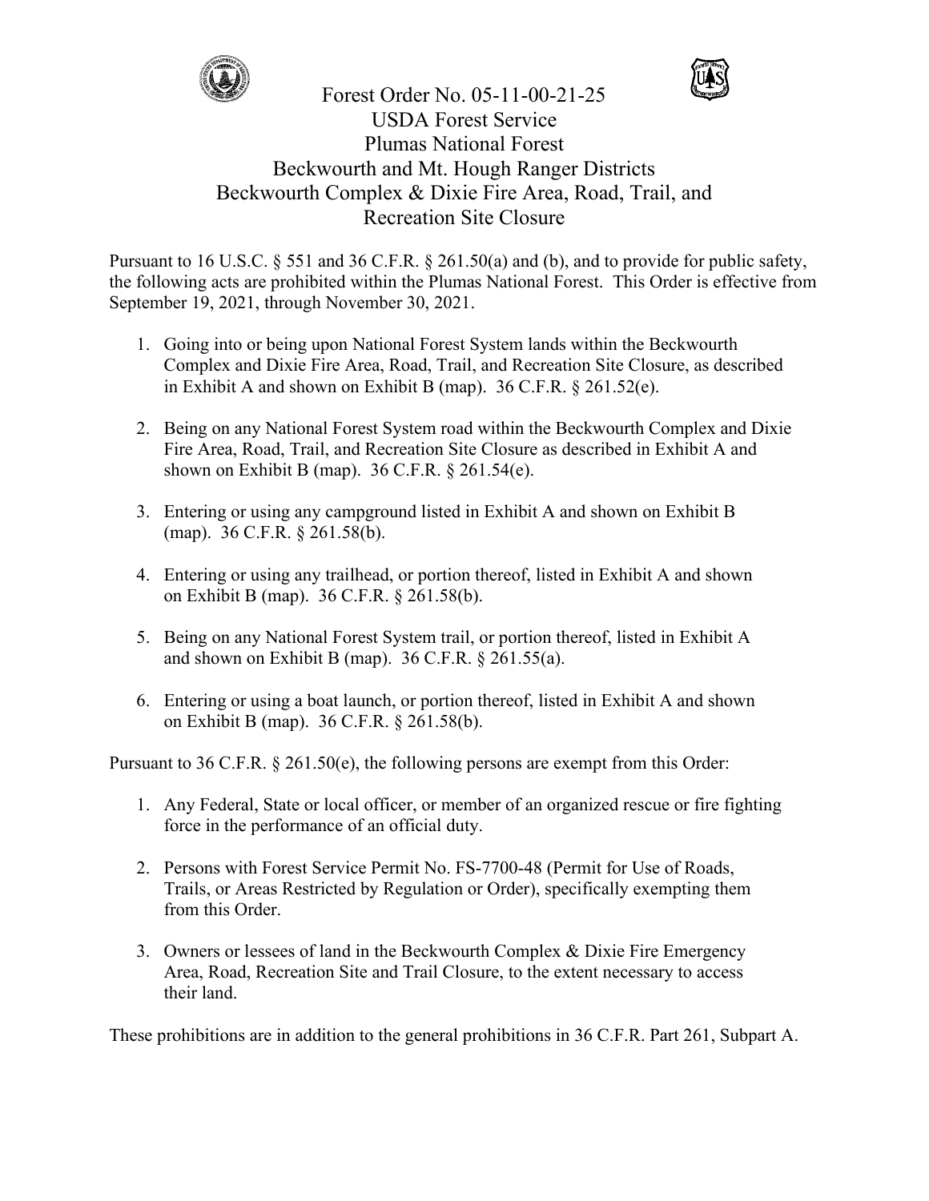# Forest Order No. 05-11-00-21-25
## USDA Forest Service
## Plumas National Forest
## Beckwourth and Mt. Hough Ranger Districts
## Beckwourth Complex & Dixie Fire Area, Road, Trail, and Recreation Site Closure

Pursuant to 16 U.S.C. § 551 and 36 C.F.R. § 261.50(a) and (b), and to provide for public safety, the following acts are prohibited within the Plumas National Forest. This Order is effective from September 19, 2021, through November 30, 2021.

1. Going into or being upon National Forest System lands within the Beckwourth Complex and Dixie Fire Area, Road, Trail, and Recreation Site Closure, as described in Exhibit A and shown on Exhibit B (map). 36 C.F.R. § 261.52(e).

2. Being on any National Forest System road within the Beckwourth Complex and Dixie Fire Area, Road, Trail, and Recreation Site Closure as described in Exhibit A and shown on Exhibit B (map). 36 C.F.R. § 261.54(e).

3. Entering or using any campground listed in Exhibit A and shown on Exhibit B (map). 36 C.F.R. § 261.58(b).

4. Entering or using any trailhead, or portion thereof, listed in Exhibit A and shown on Exhibit B (map). 36 C.F.R. § 261.58(b).

5. Being on any National Forest System trail, or portion thereof, listed in Exhibit A and shown on Exhibit B (map). 36 C.F.R. § 261.55(a).

6. Entering or using a boat launch, or portion thereof, listed in Exhibit A and shown on Exhibit B (map). 36 C.F.R. § 261.58(b).

Pursuant to 36 C.F.R. § 261.50(e), the following persons are exempt from this Order:

1. Any Federal, State or local officer, or member of an organized rescue or fire fighting force in the performance of an official duty.

2. Persons with Forest Service Permit No. FS-7700-48 (Permit for Use of Roads, Trails, or Areas Restricted by Regulation or Order), specifically exempting them from this Order.

3. Owners or lessees of land in the Beckwourth Complex & Dixie Fire Emergency Area, Road, Recreation Site and Trail Closure, to the extent necessary to access their land.

These prohibitions are in addition to the general prohibitions in 36 C.F.R. Part 261, Subpart A.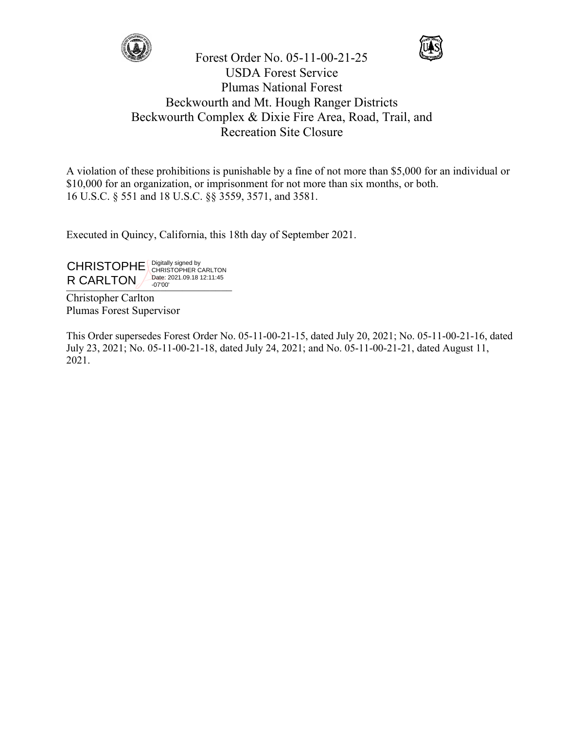Forest Order No. 05-11-00-21-25
USDA Forest Service
Plumas National Forest
Beckwourth and Mt. Hough Ranger Districts
Beckwourth Complex & Dixie Fire Area, Road, Trail, and Recreation Site Closure

A violation of these prohibitions is punishable by a fine of not more than $5,000 for an individual or $10,000 for an organization, or imprisonment for not more than six months, or both. 16 U.S.C. § 551 and 18 U.S.C. §§ 3559, 3571, and 3581.

Executed in Quincy, California, this 18th day of September 2021.

CHRISTOPHER CARLTON
Digitally signed by CHRISTOPHER CARLTON
Date: 2021.09.18 12:11:45 -07'00'

Christopher Carlton
Plumas Forest Supervisor

This Order supersedes Forest Order No. 05-11-00-21-15, dated July 20, 2021; No. 05-11-00-21-16, dated July 23, 2021; No. 05-11-00-21-18, dated July 24, 2021; and No. 05-11-00-21-21, dated August 11, 2021.